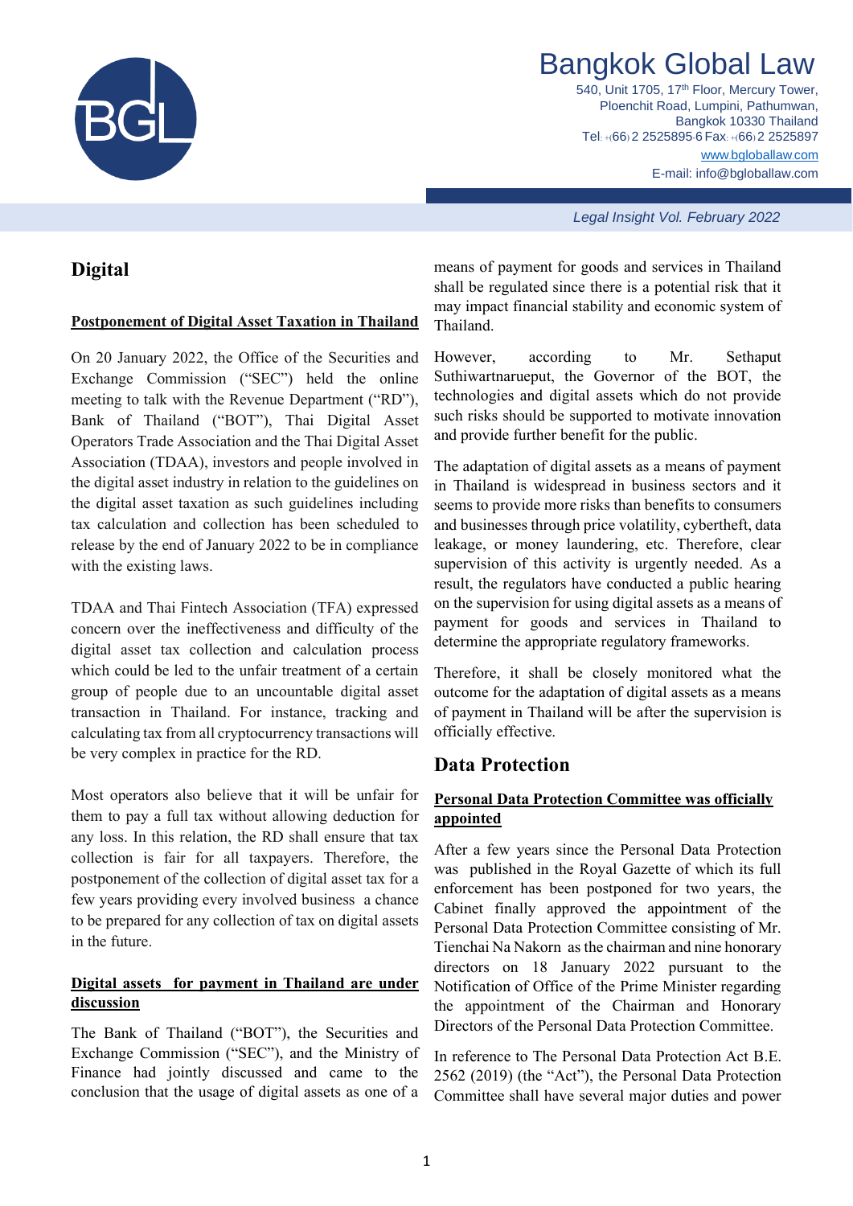# Bangkok Global Law

540, Unit 1705, 17th Floor, Mercury Tower, Ploenchit Road, Lumpini, Pathumwan, Bangkok 10330 Thailand
Tel: +(66) 2 2525895-6 Fax: +(66) 2 2525897
www.bgloballaw.com
E-mail: info@bgloballaw.com

*Legal Insight Vol. February 2022*

## Digital

### Postponement of Digital Asset Taxation in Thailand

On 20 January 2022, the Office of the Securities and Exchange Commission ("SEC") held the online meeting to talk with the Revenue Department ("RD"), Bank of Thailand ("BOT"), Thai Digital Asset Operators Trade Association and the Thai Digital Asset Association (TDAA), investors and people involved in the digital asset industry in relation to the guidelines on the digital asset taxation as such guidelines including tax calculation and collection has been scheduled to release by the end of January 2022 to be in compliance with the existing laws.

TDAA and Thai Fintech Association (TFA) expressed concern over the ineffectiveness and difficulty of the digital asset tax collection and calculation process which could be led to the unfair treatment of a certain group of people due to an uncountable digital asset transaction in Thailand. For instance, tracking and calculating tax from all cryptocurrency transactions will be very complex in practice for the RD.

Most operators also believe that it will be unfair for them to pay a full tax without allowing deduction for any loss. In this relation, the RD shall ensure that tax collection is fair for all taxpayers. Therefore, the postponement of the collection of digital asset tax for a few years providing every involved business a chance to be prepared for any collection of tax on digital assets in the future.

### Digital assets for payment in Thailand are under discussion

The Bank of Thailand ("BOT"), the Securities and Exchange Commission ("SEC"), and the Ministry of Finance had jointly discussed and came to the conclusion that the usage of digital assets as one of a means of payment for goods and services in Thailand shall be regulated since there is a potential risk that it may impact financial stability and economic system of Thailand.

However, according to Mr. Sethaput Suthiwartnarueput, the Governor of the BOT, the technologies and digital assets which do not provide such risks should be supported to motivate innovation and provide further benefit for the public.

The adaptation of digital assets as a means of payment in Thailand is widespread in business sectors and it seems to provide more risks than benefits to consumers and businesses through price volatility, cybertheft, data leakage, or money laundering, etc. Therefore, clear supervision of this activity is urgently needed. As a result, the regulators have conducted a public hearing on the supervision for using digital assets as a means of payment for goods and services in Thailand to determine the appropriate regulatory frameworks.

Therefore, it shall be closely monitored what the outcome for the adaptation of digital assets as a means of payment in Thailand will be after the supervision is officially effective.

## Data Protection

### Personal Data Protection Committee was officially appointed

After a few years since the Personal Data Protection was published in the Royal Gazette of which its full enforcement has been postponed for two years, the Cabinet finally approved the appointment of the Personal Data Protection Committee consisting of Mr. Tienchai Na Nakorn as the chairman and nine honorary directors on 18 January 2022 pursuant to the Notification of Office of the Prime Minister regarding the appointment of the Chairman and Honorary Directors of the Personal Data Protection Committee.

In reference to The Personal Data Protection Act B.E. 2562 (2019) (the "Act"), the Personal Data Protection Committee shall have several major duties and power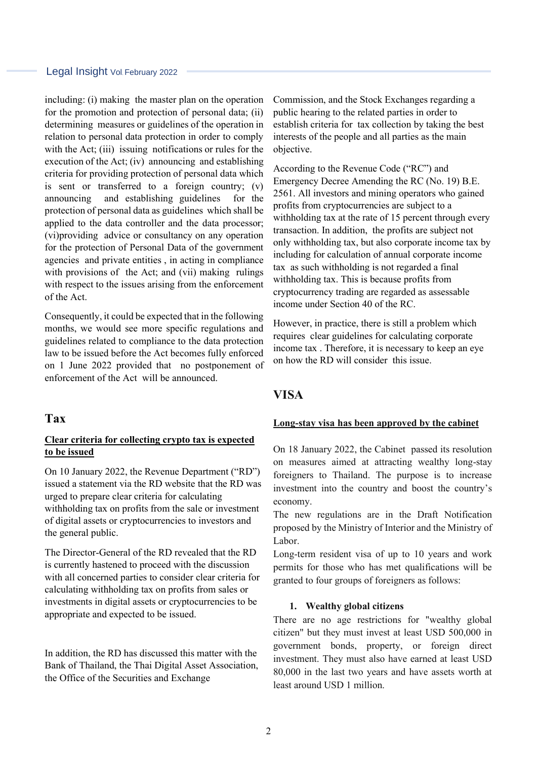including: (i) making the master plan on the operation for the promotion and protection of personal data; (ii) determining measures or guidelines of the operation in relation to personal data protection in order to comply with the Act; (iii) issuing notifications or rules for the execution of the Act; (iv) announcing and establishing criteria for providing protection of personal data which is sent or transferred to a foreign country; (v) announcing and establishing guidelines for the protection of personal data as guidelines which shall be applied to the data controller and the data processor; (vi)providing advice or consultancy on any operation for the protection of Personal Data of the government agencies and private entities , in acting in compliance with provisions of the Act; and (vii) making rulings with respect to the issues arising from the enforcement of the Act.

Consequently, it could be expected that in the following months, we would see more specific regulations and guidelines related to compliance to the data protection law to be issued before the Act becomes fully enforced on 1 June 2022 provided that no postponement of enforcement of the Act will be announced.

## Tax

**<u>Clear criteria for collecting crypto tax is expected to be issued</u>**

On 10 January 2022, the Revenue Department ("RD") issued a statement via the RD website that the RD was urged to prepare clear criteria for calculating withholding tax on profits from the sale or investment of digital assets or cryptocurrencies to investors and the general public.

The Director-General of the RD revealed that the RD is currently hastened to proceed with the discussion with all concerned parties to consider clear criteria for calculating withholding tax on profits from sales or investments in digital assets or cryptocurrencies to be appropriate and expected to be issued.

In addition, the RD has discussed this matter with the Bank of Thailand, the Thai Digital Asset Association, the Office of the Securities and Exchange Commission, and the Stock Exchanges regarding a public hearing to the related parties in order to establish criteria for tax collection by taking the best interests of the people and all parties as the main objective.

According to the Revenue Code ("RC") and Emergency Decree Amending the RC (No. 19) B.E. 2561. All investors and mining operators who gained profits from cryptocurrencies are subject to a withholding tax at the rate of 15 percent through every transaction. In addition, the profits are subject not only withholding tax, but also corporate income tax by including for calculation of annual corporate income tax as such withholding is not regarded a final withholding tax. This is because profits from cryptocurrency trading are regarded as assessable income under Section 40 of the RC.

However, in practice, there is still a problem which requires clear guidelines for calculating corporate income tax . Therefore, it is necessary to keep an eye on how the RD will consider this issue.

## VISA

**<u>Long-stay visa has been approved by the cabinet</u>**

On 18 January 2022, the Cabinet passed its resolution on measures aimed at attracting wealthy long-stay foreigners to Thailand. The purpose is to increase investment into the country and boost the country's economy.

The new regulations are in the Draft Notification proposed by the Ministry of Interior and the Ministry of Labor.

Long-term resident visa of up to 10 years and work permits for those who has met qualifications will be granted to four groups of foreigners as follows:

1. **Wealthy global citizens**

There are no age restrictions for "wealthy global citizen" but they must invest at least USD 500,000 in government bonds, property, or foreign direct investment. They must also have earned at least USD 80,000 in the last two years and have assets worth at least around USD 1 million.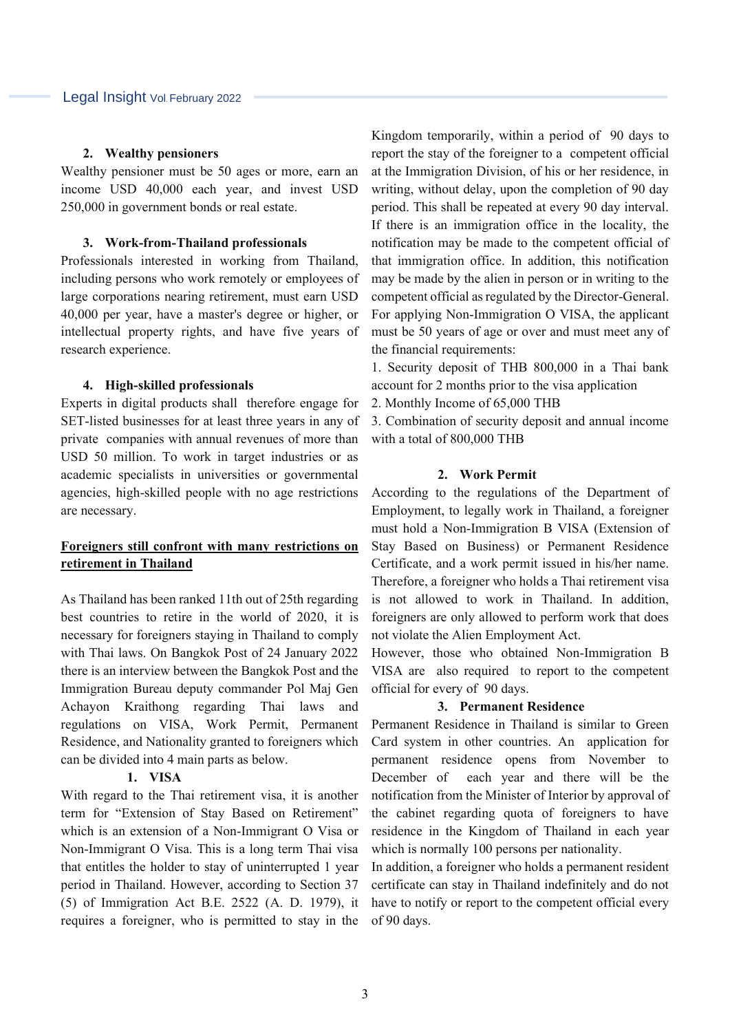**2. Wealthy pensioners**

Wealthy pensioner must be 50 ages or more, earn an income USD 40,000 each year, and invest USD 250,000 in government bonds or real estate.

**3. Work-from-Thailand professionals**

Professionals interested in working from Thailand, including persons who work remotely or employees of large corporations nearing retirement, must earn USD 40,000 per year, have a master's degree or higher, or intellectual property rights, and have five years of research experience.

**4. High-skilled professionals**

Experts in digital products shall therefore engage for SET-listed businesses for at least three years in any of private companies with annual revenues of more than USD 50 million. To work in target industries or as academic specialists in universities or governmental agencies, high-skilled people with no age restrictions are necessary.

## Foreigners still confront with many restrictions on retirement in Thailand

As Thailand has been ranked 11th out of 25th regarding best countries to retire in the world of 2020, it is necessary for foreigners staying in Thailand to comply with Thai laws. On Bangkok Post of 24 January 2022 there is an interview between the Bangkok Post and the Immigration Bureau deputy commander Pol Maj Gen Achayon Kraithong regarding Thai laws and regulations on VISA, Work Permit, Permanent Residence, and Nationality granted to foreigners which can be divided into 4 main parts as below.

### 1. VISA

With regard to the Thai retirement visa, it is another term for "Extension of Stay Based on Retirement" which is an extension of a Non-Immigrant O Visa or Non-Immigrant O Visa. This is a long term Thai visa that entitles the holder to stay of uninterrupted 1 year period in Thailand. However, according to Section 37 (5) of Immigration Act B.E. 2522 (A. D. 1979), it requires a foreigner, who is permitted to stay in the Kingdom temporarily, within a period of 90 days to report the stay of the foreigner to a competent official at the Immigration Division, of his or her residence, in writing, without delay, upon the completion of 90 day period. This shall be repeated at every 90 day interval. If there is an immigration office in the locality, the notification may be made to the competent official of that immigration office. In addition, this notification may be made by the alien in person or in writing to the competent official as regulated by the Director-General.

For applying Non-Immigration O VISA, the applicant must be 50 years of age or over and must meet any of the financial requirements:

1. Security deposit of THB 800,000 in a Thai bank account for 2 months prior to the visa application
2. Monthly Income of 65,000 THB
3. Combination of security deposit and annual income with a total of 800,000 THB

### 2. Work Permit

According to the regulations of the Department of Employment, to legally work in Thailand, a foreigner must hold a Non-Immigration B VISA (Extension of Stay Based on Business) or Permanent Residence Certificate, and a work permit issued in his/her name. Therefore, a foreigner who holds a Thai retirement visa is not allowed to work in Thailand. In addition, foreigners are only allowed to perform work that does not violate the Alien Employment Act.

However, those who obtained Non-Immigration B VISA are also required to report to the competent official for every of 90 days.

### 3. Permanent Residence

Permanent Residence in Thailand is similar to Green Card system in other countries. An application for permanent residence opens from November to December of each year and there will be the notification from the Minister of Interior by approval of the cabinet regarding quota of foreigners to have residence in the Kingdom of Thailand in each year which is normally 100 persons per nationality.

In addition, a foreigner who holds a permanent resident certificate can stay in Thailand indefinitely and do not have to notify or report to the competent official every of 90 days.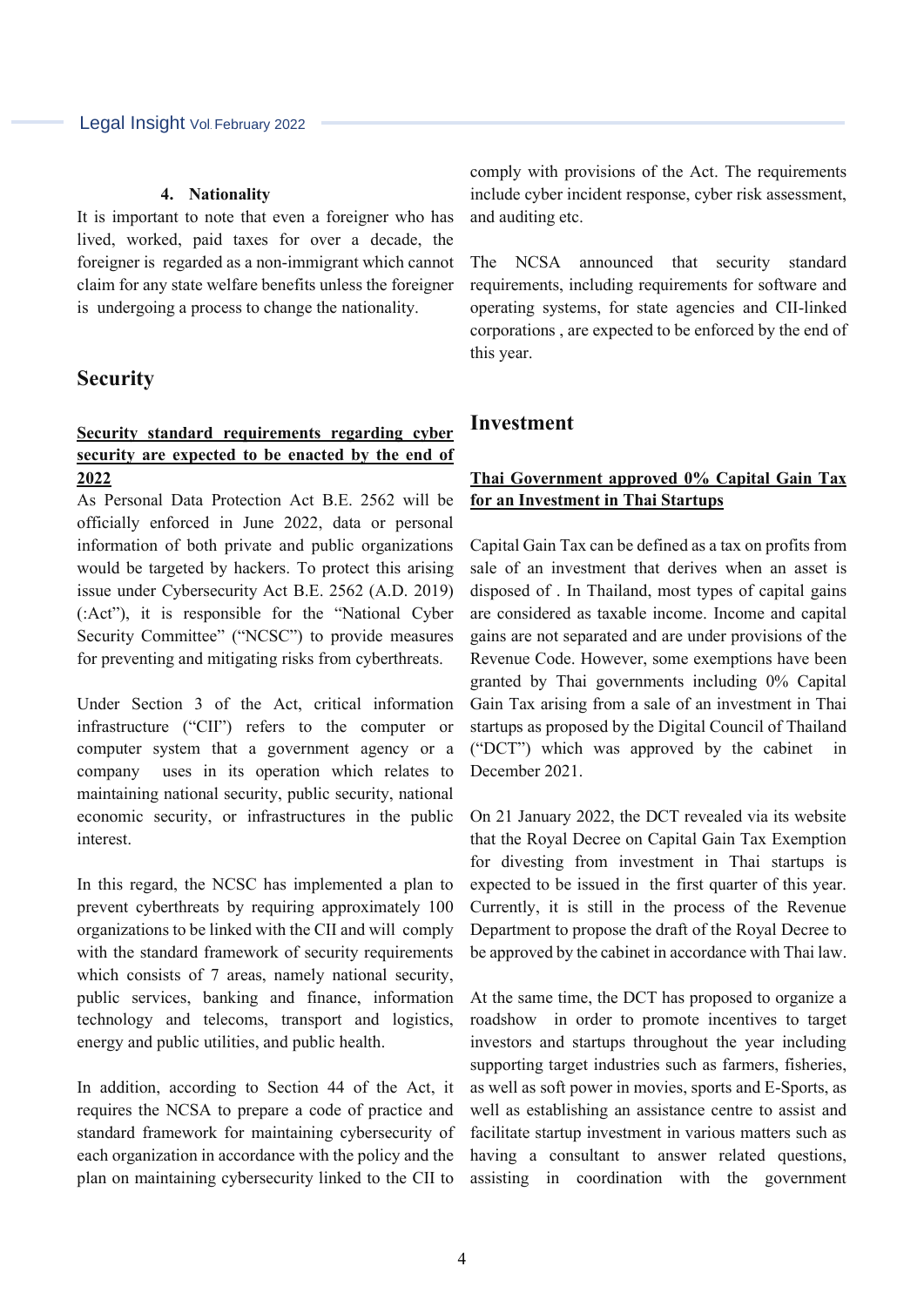**4. Nationality**

It is important to note that even a foreigner who has lived, worked, paid taxes for over a decade, the foreigner is regarded as a non-immigrant which cannot claim for any state welfare benefits unless the foreigner is undergoing a process to change the nationality.

## Security

**<u>Security standard requirements regarding cyber security are expected to be enacted by the end of 2022</u>**

As Personal Data Protection Act B.E. 2562 will be officially enforced in June 2022, data or personal information of both private and public organizations would be targeted by hackers. To protect this arising issue under Cybersecurity Act B.E. 2562 (A.D. 2019) (:Act"), it is responsible for the "National Cyber Security Committee" ("NCSC") to provide measures for preventing and mitigating risks from cyberthreats.

Under Section 3 of the Act, critical information infrastructure ("CII") refers to the computer or computer system that a government agency or a company uses in its operation which relates to maintaining national security, public security, national economic security, or infrastructures in the public interest.

In this regard, the NCSC has implemented a plan to prevent cyberthreats by requiring approximately 100 organizations to be linked with the CII and will comply with the standard framework of security requirements which consists of 7 areas, namely national security, public services, banking and finance, information technology and telecoms, transport and logistics, energy and public utilities, and public health.

In addition, according to Section 44 of the Act, it requires the NCSA to prepare a code of practice and standard framework for maintaining cybersecurity of each organization in accordance with the policy and the plan on maintaining cybersecurity linked to the CII to comply with provisions of the Act. The requirements include cyber incident response, cyber risk assessment, and auditing etc.

The NCSA announced that security standard requirements, including requirements for software and operating systems, for state agencies and CII-linked corporations , are expected to be enforced by the end of this year.

## Investment

**<u>Thai Government approved 0% Capital Gain Tax for an Investment in Thai Startups</u>**

Capital Gain Tax can be defined as a tax on profits from sale of an investment that derives when an asset is disposed of . In Thailand, most types of capital gains are considered as taxable income. Income and capital gains are not separated and are under provisions of the Revenue Code. However, some exemptions have been granted by Thai governments including 0% Capital Gain Tax arising from a sale of an investment in Thai startups as proposed by the Digital Council of Thailand ("DCT") which was approved by the cabinet in December 2021.

On 21 January 2022, the DCT revealed via its website that the Royal Decree on Capital Gain Tax Exemption for divesting from investment in Thai startups is expected to be issued in the first quarter of this year. Currently, it is still in the process of the Revenue Department to propose the draft of the Royal Decree to be approved by the cabinet in accordance with Thai law.

At the same time, the DCT has proposed to organize a roadshow in order to promote incentives to target investors and startups throughout the year including supporting target industries such as farmers, fisheries, as well as soft power in movies, sports and E-Sports, as well as establishing an assistance centre to assist and facilitate startup investment in various matters such as having a consultant to answer related questions, assisting in coordination with the government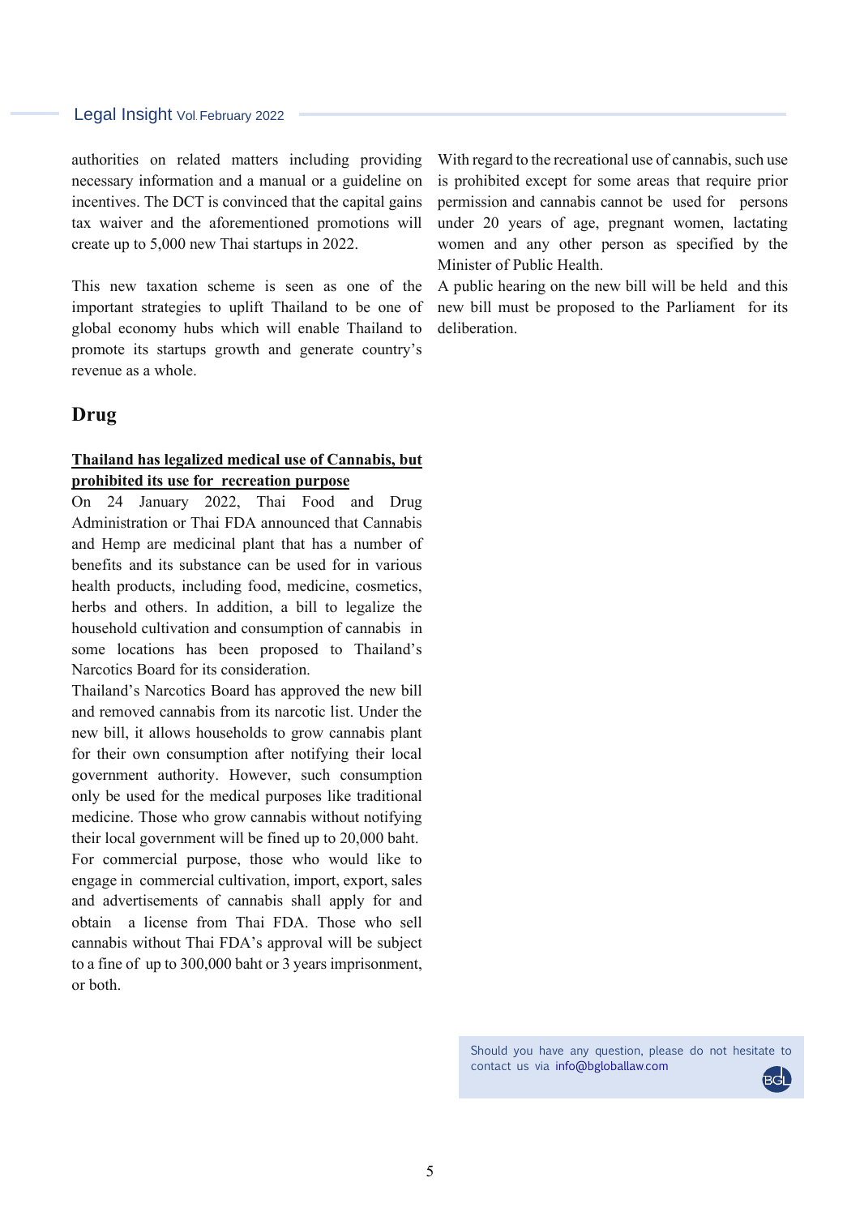authorities on related matters including providing necessary information and a manual or a guideline on incentives. The DCT is convinced that the capital gains tax waiver and the aforementioned promotions will create up to 5,000 new Thai startups in 2022.

This new taxation scheme is seen as one of the important strategies to uplift Thailand to be one of global economy hubs which will enable Thailand to promote its startups growth and generate country's revenue as a whole.

## Drug

**Thailand has legalized medical use of Cannabis, but prohibited its use for recreation purpose**

On 24 January 2022, Thai Food and Drug Administration or Thai FDA announced that Cannabis and Hemp are medicinal plant that has a number of benefits and its substance can be used for in various health products, including food, medicine, cosmetics, herbs and others. In addition, a bill to legalize the household cultivation and consumption of cannabis in some locations has been proposed to Thailand's Narcotics Board for its consideration.

Thailand's Narcotics Board has approved the new bill and removed cannabis from its narcotic list. Under the new bill, it allows households to grow cannabis plant for their own consumption after notifying their local government authority. However, such consumption only be used for the medical purposes like traditional medicine. Those who grow cannabis without notifying their local government will be fined up to 20,000 baht.

For commercial purpose, those who would like to engage in commercial cultivation, import, export, sales and advertisements of cannabis shall apply for and obtain a license from Thai FDA. Those who sell cannabis without Thai FDA's approval will be subject to a fine of up to 300,000 baht or 3 years imprisonment, or both.

With regard to the recreational use of cannabis, such use is prohibited except for some areas that require prior permission and cannabis cannot be used for persons under 20 years of age, pregnant women, lactating women and any other person as specified by the Minister of Public Health.

A public hearing on the new bill will be held and this new bill must be proposed to the Parliament for its deliberation.

Should you have any question, please do not hesitate to contact us via info@bgloballaw.com